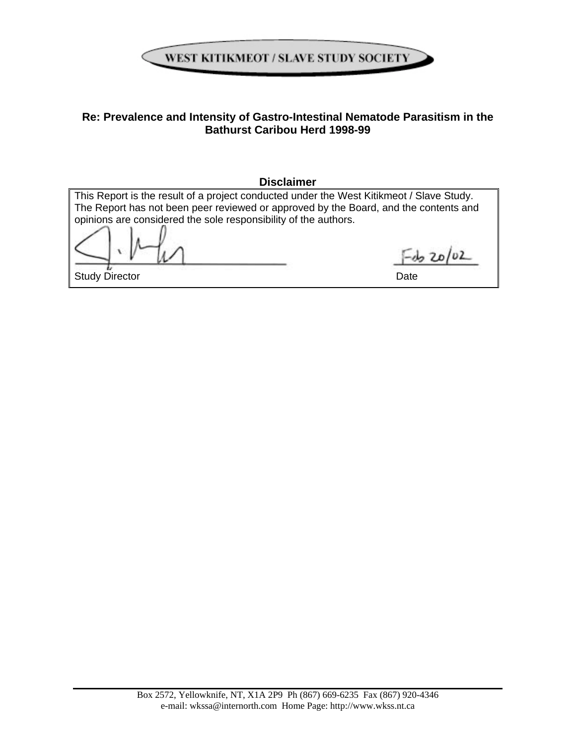**WEST KITIKMEOT / SLAVE STUDY SOCIETY**

**Re: Prevalence and Intensity of Gastro-Intestinal Nematode Parasitism in the Bathurst Caribou Herd 1998-99**

**Disclaimer**

| This Report is the result of a project conducted under the West Kitikmeot / Slave Study. The Report has not been peer reviewed or approved by the Board, and the contents and opinions are considered the sole responsibility of the authors. | |
|---|---|
| Study Director | Feb 20/02<br>Date |

Box 2572, Yellowknife, NT, X1A 2P9 Ph (867) 669-6235 Fax (867) 920-4346
e-mail: wkssa@internorth.com Home Page: http://www.wkss.nt.ca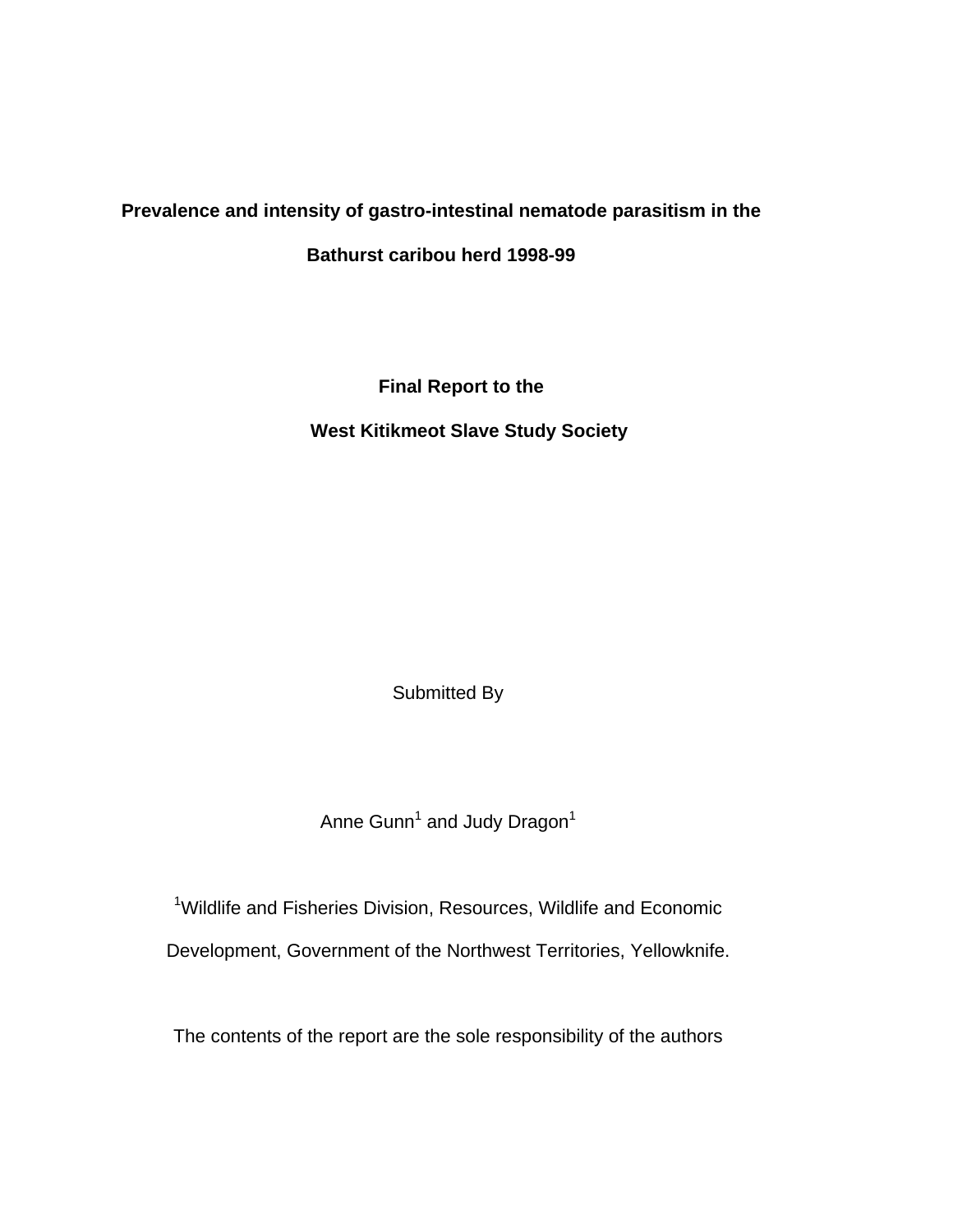**Prevalence and intensity of gastro-intestinal nematode parasitism in the Bathurst caribou herd 1998-99**

**Final Report to the**

**West Kitikmeot Slave Study Society**

Submitted By

Anne Gunn[1] and Judy Dragon[1]

[1]Wildlife and Fisheries Division, Resources, Wildlife and Economic Development, Government of the Northwest Territories, Yellowknife.

The contents of the report are the sole responsibility of the authors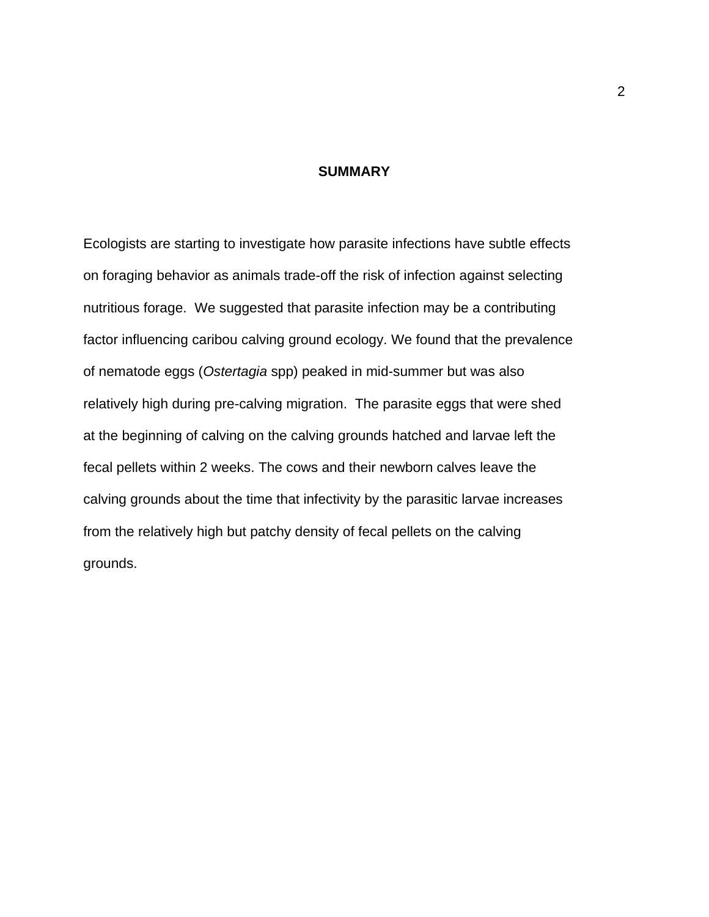## SUMMARY

Ecologists are starting to investigate how parasite infections have subtle effects on foraging behavior as animals trade-off the risk of infection against selecting nutritious forage. We suggested that parasite infection may be a contributing factor influencing caribou calving ground ecology. We found that the prevalence of nematode eggs (*Ostertagia* spp) peaked in mid-summer but was also relatively high during pre-calving migration. The parasite eggs that were shed at the beginning of calving on the calving grounds hatched and larvae left the fecal pellets within 2 weeks. The cows and their newborn calves leave the calving grounds about the time that infectivity by the parasitic larvae increases from the relatively high but patchy density of fecal pellets on the calving grounds.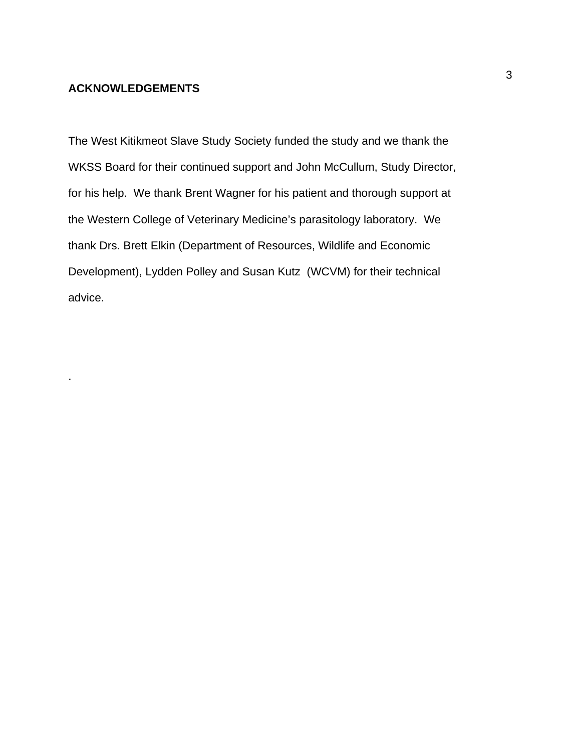## ACKNOWLEDGEMENTS

The West Kitikmeot Slave Study Society funded the study and we thank the WKSS Board for their continued support and John McCullum, Study Director, for his help. We thank Brent Wagner for his patient and thorough support at the Western College of Veterinary Medicine's parasitology laboratory. We thank Drs. Brett Elkin (Department of Resources, Wildlife and Economic Development), Lydden Polley and Susan Kutz (WCVM) for their technical advice.

.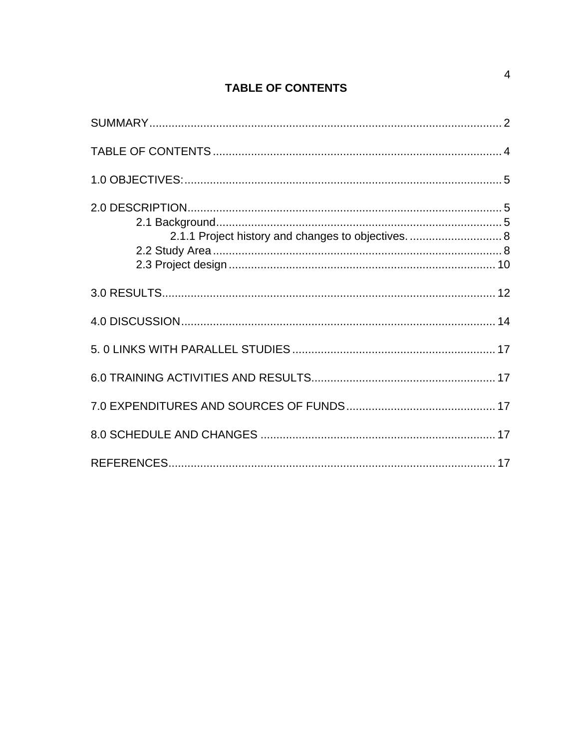# TABLE OF CONTENTS

SUMMARY.......................................................................................................... 2

TABLE OF CONTENTS ........................................................................................ 4

1.0 OBJECTIVES:................................................................................................. 5

2.0 DESCRIPTION................................................................................................ 5

- 2.1 Background.............................................................................................. 5
  - 2.1.1 Project history and changes to objectives. ............................... 8
- 2.2 Study Area ............................................................................................... 8
- 2.3 Project design ......................................................................................... 10

3.0 RESULTS...................................................................................................... 12

4.0 DISCUSSION................................................................................................ 14

5. 0 LINKS WITH PARALLEL STUDIES ............................................................ 17

6.0 TRAINING ACTIVITIES AND RESULTS....................................................... 17

7.0 EXPENDITURES AND SOURCES OF FUNDS ............................................ 17

8.0 SCHEDULE AND CHANGES ....................................................................... 17

REFERENCES.................................................................................................... 17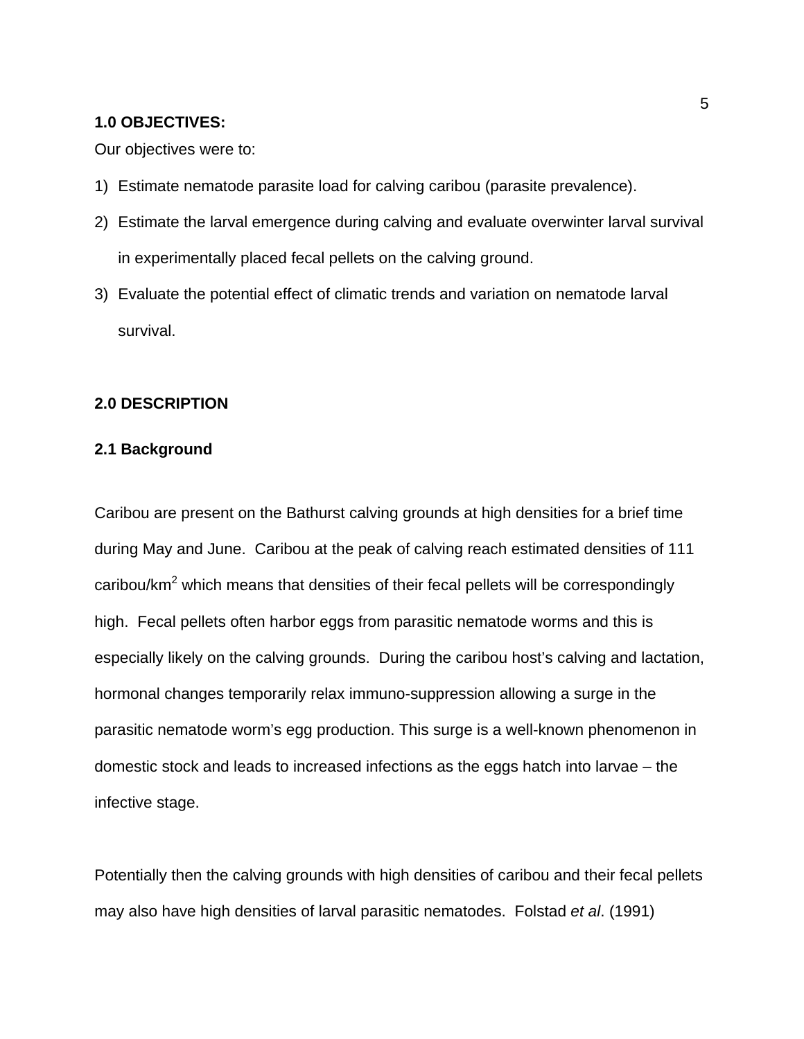## 1.0 OBJECTIVES:

Our objectives were to:

1) Estimate nematode parasite load for calving caribou (parasite prevalence).
2) Estimate the larval emergence during calving and evaluate overwinter larval survival in experimentally placed fecal pellets on the calving ground.
3) Evaluate the potential effect of climatic trends and variation on nematode larval survival.

## 2.0 DESCRIPTION

### 2.1 Background

Caribou are present on the Bathurst calving grounds at high densities for a brief time during May and June. Caribou at the peak of calving reach estimated densities of 111 caribou/km$^2$ which means that densities of their fecal pellets will be correspondingly high. Fecal pellets often harbor eggs from parasitic nematode worms and this is especially likely on the calving grounds. During the caribou host's calving and lactation, hormonal changes temporarily relax immuno-suppression allowing a surge in the parasitic nematode worm's egg production. This surge is a well-known phenomenon in domestic stock and leads to increased infections as the eggs hatch into larvae – the infective stage.

Potentially then the calving grounds with high densities of caribou and their fecal pellets may also have high densities of larval parasitic nematodes. Folstad *et al*. (1991)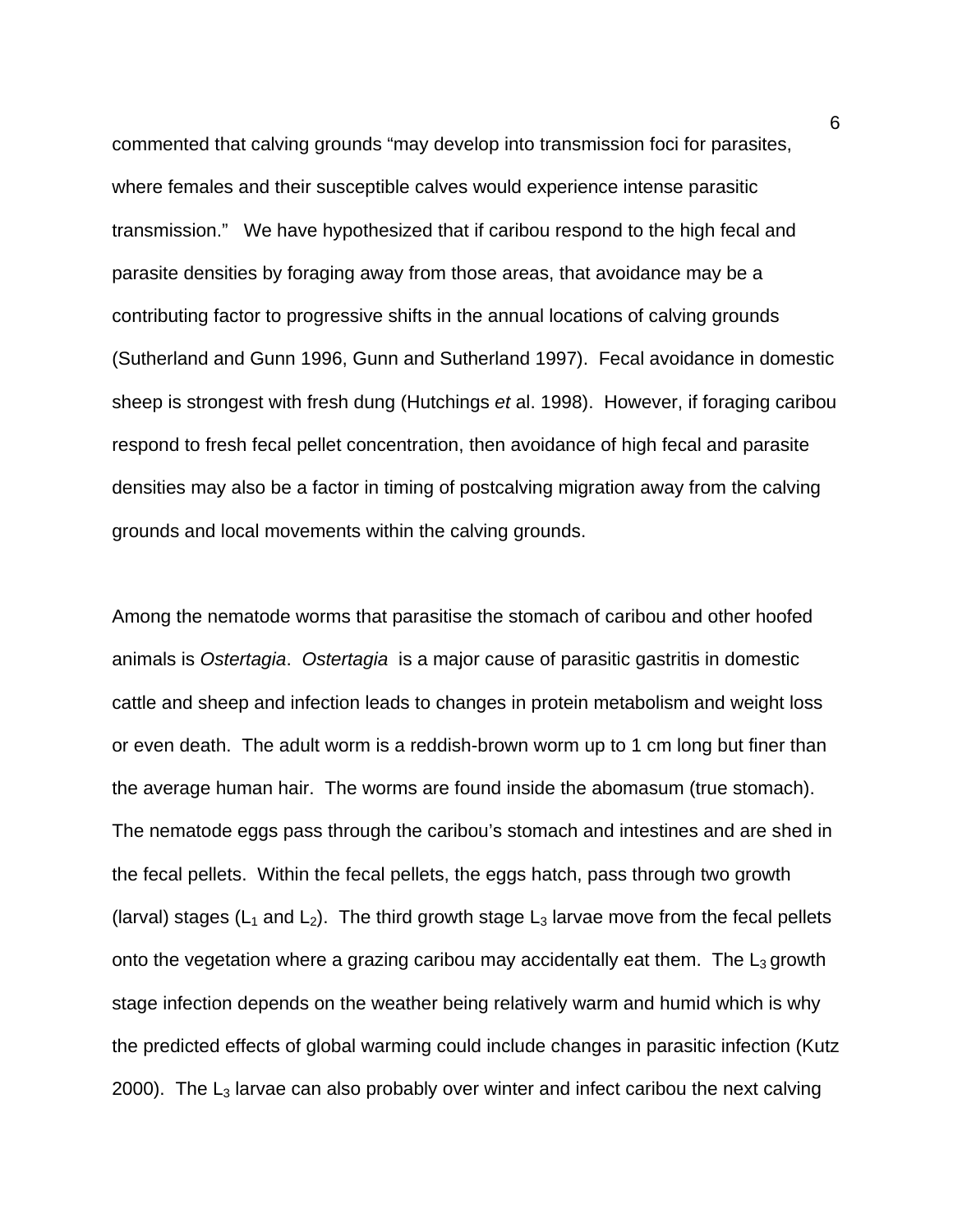commented that calving grounds “may develop into transmission foci for parasites, where females and their susceptible calves would experience intense parasitic transmission.”  We have hypothesized that if caribou respond to the high fecal and parasite densities by foraging away from those areas, that avoidance may be a contributing factor to progressive shifts in the annual locations of calving grounds (Sutherland and Gunn 1996, Gunn and Sutherland 1997).  Fecal avoidance in domestic sheep is strongest with fresh dung (Hutchings *et* al. 1998).  However, if foraging caribou respond to fresh fecal pellet concentration, then avoidance of high fecal and parasite densities may also be a factor in timing of postcalving migration away from the calving grounds and local movements within the calving grounds.

Among the nematode worms that parasitise the stomach of caribou and other hoofed animals is *Ostertagia*.  *Ostertagia* is a major cause of parasitic gastritis in domestic cattle and sheep and infection leads to changes in protein metabolism and weight loss or even death.  The adult worm is a reddish-brown worm up to 1 cm long but finer than the average human hair.  The worms are found inside the abomasum (true stomach).  The nematode eggs pass through the caribou’s stomach and intestines and are shed in the fecal pellets.  Within the fecal pellets, the eggs hatch, pass through two growth (larval) stages ($L_1$ and $L_2$).  The third growth stage $L_3$ larvae move from the fecal pellets onto the vegetation where a grazing caribou may accidentally eat them.  The $L_3$ growth stage infection depends on the weather being relatively warm and humid which is why the predicted effects of global warming could include changes in parasitic infection (Kutz 2000).  The $L_3$ larvae can also probably over winter and infect caribou the next calving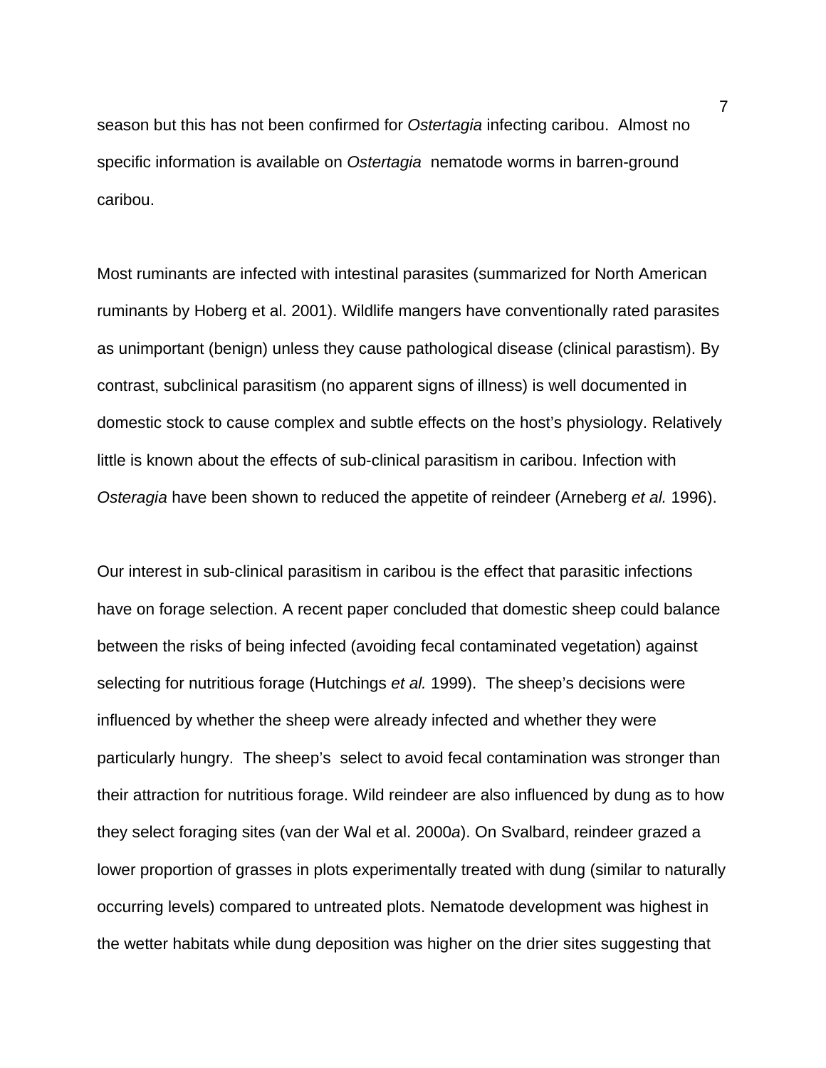season but this has not been confirmed for *Ostertagia* infecting caribou.  Almost no specific information is available on *Ostertagia*  nematode worms in barren-ground caribou.

Most ruminants are infected with intestinal parasites (summarized for North American ruminants by Hoberg et al. 2001). Wildlife mangers have conventionally rated parasites as unimportant (benign) unless they cause pathological disease (clinical parastism). By contrast, subclinical parasitism (no apparent signs of illness) is well documented in domestic stock to cause complex and subtle effects on the host's physiology. Relatively little is known about the effects of sub-clinical parasitism in caribou. Infection with *Osteragia* have been shown to reduced the appetite of reindeer (Arneberg *et al.* 1996).

Our interest in sub-clinical parasitism in caribou is the effect that parasitic infections have on forage selection. A recent paper concluded that domestic sheep could balance between the risks of being infected (avoiding fecal contaminated vegetation) against selecting for nutritious forage (Hutchings *et al.* 1999).  The sheep's decisions were influenced by whether the sheep were already infected and whether they were particularly hungry.  The sheep's  select to avoid fecal contamination was stronger than their attraction for nutritious forage. Wild reindeer are also influenced by dung as to how they select foraging sites (van der Wal et al. 2000*a*). On Svalbard, reindeer grazed a lower proportion of grasses in plots experimentally treated with dung (similar to naturally occurring levels) compared to untreated plots. Nematode development was highest in the wetter habitats while dung deposition was higher on the drier sites suggesting that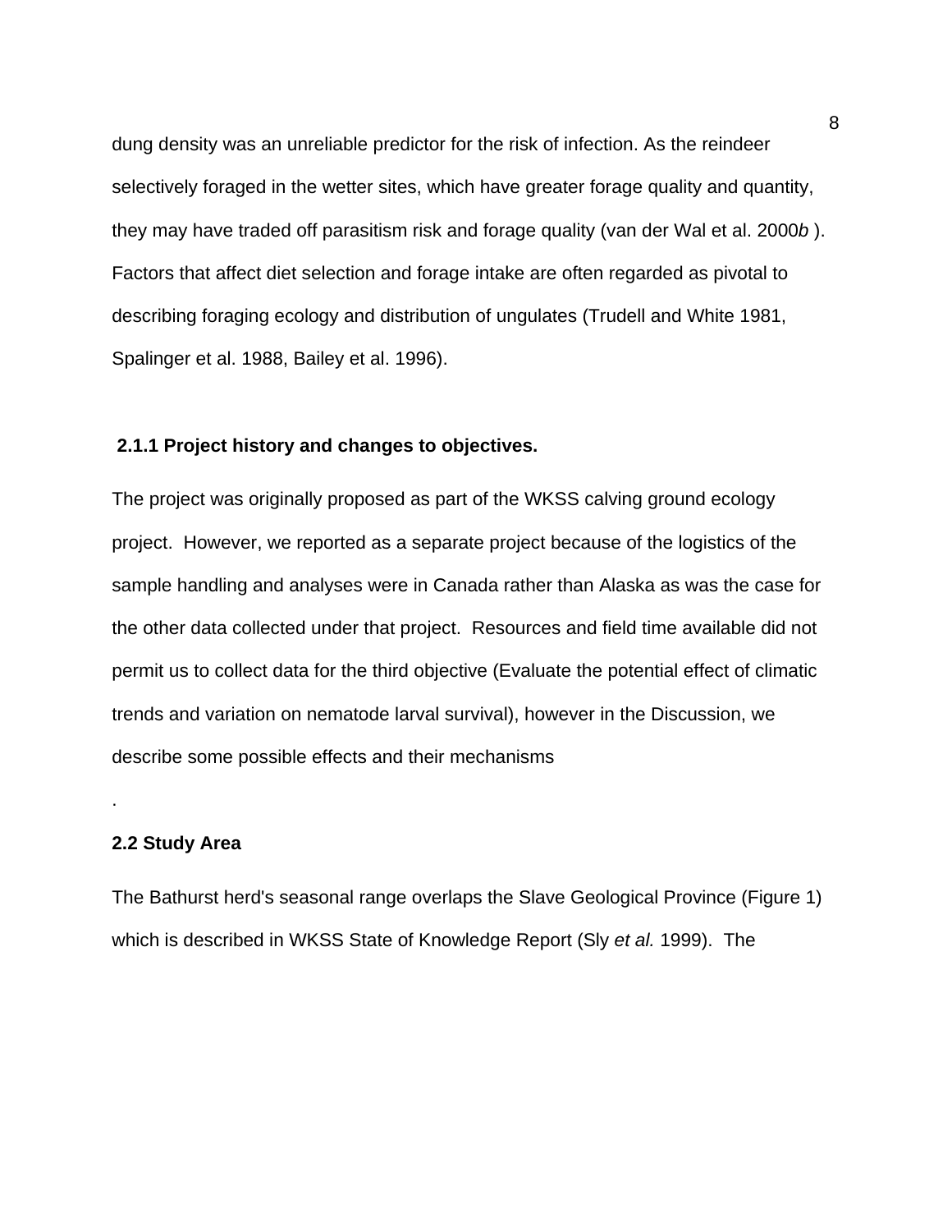dung density was an unreliable predictor for the risk of infection. As the reindeer selectively foraged in the wetter sites, which have greater forage quality and quantity, they may have traded off parasitism risk and forage quality (van der Wal et al. 2000*b* ). Factors that affect diet selection and forage intake are often regarded as pivotal to describing foraging ecology and distribution of ungulates (Trudell and White 1981, Spalinger et al. 1988, Bailey et al. 1996).

### 2.1.1 Project history and changes to objectives.

The project was originally proposed as part of the WKSS calving ground ecology project. However, we reported as a separate project because of the logistics of the sample handling and analyses were in Canada rather than Alaska as was the case for the other data collected under that project. Resources and field time available did not permit us to collect data for the third objective (Evaluate the potential effect of climatic trends and variation on nematode larval survival), however in the Discussion, we describe some possible effects and their mechanisms

.

## 2.2 Study Area

The Bathurst herd's seasonal range overlaps the Slave Geological Province (Figure 1) which is described in WKSS State of Knowledge Report (Sly *et al.* 1999). The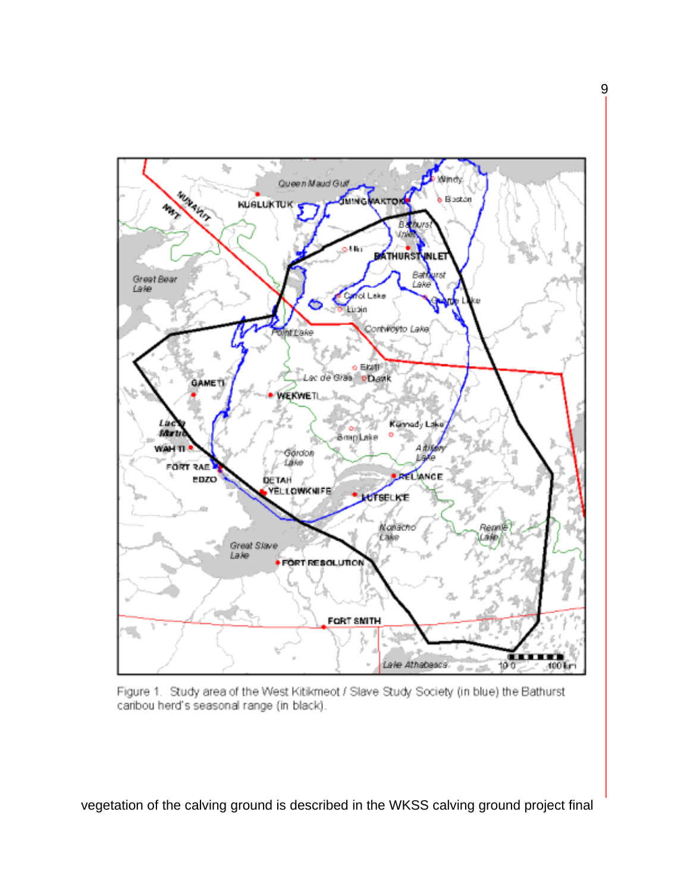Figure 1. Study area of the West Kitikmeot / Slave Study Society (in blue) the Bathurst caribou herd's seasonal range (in black).

vegetation of the calving ground is described in the WKSS calving ground project final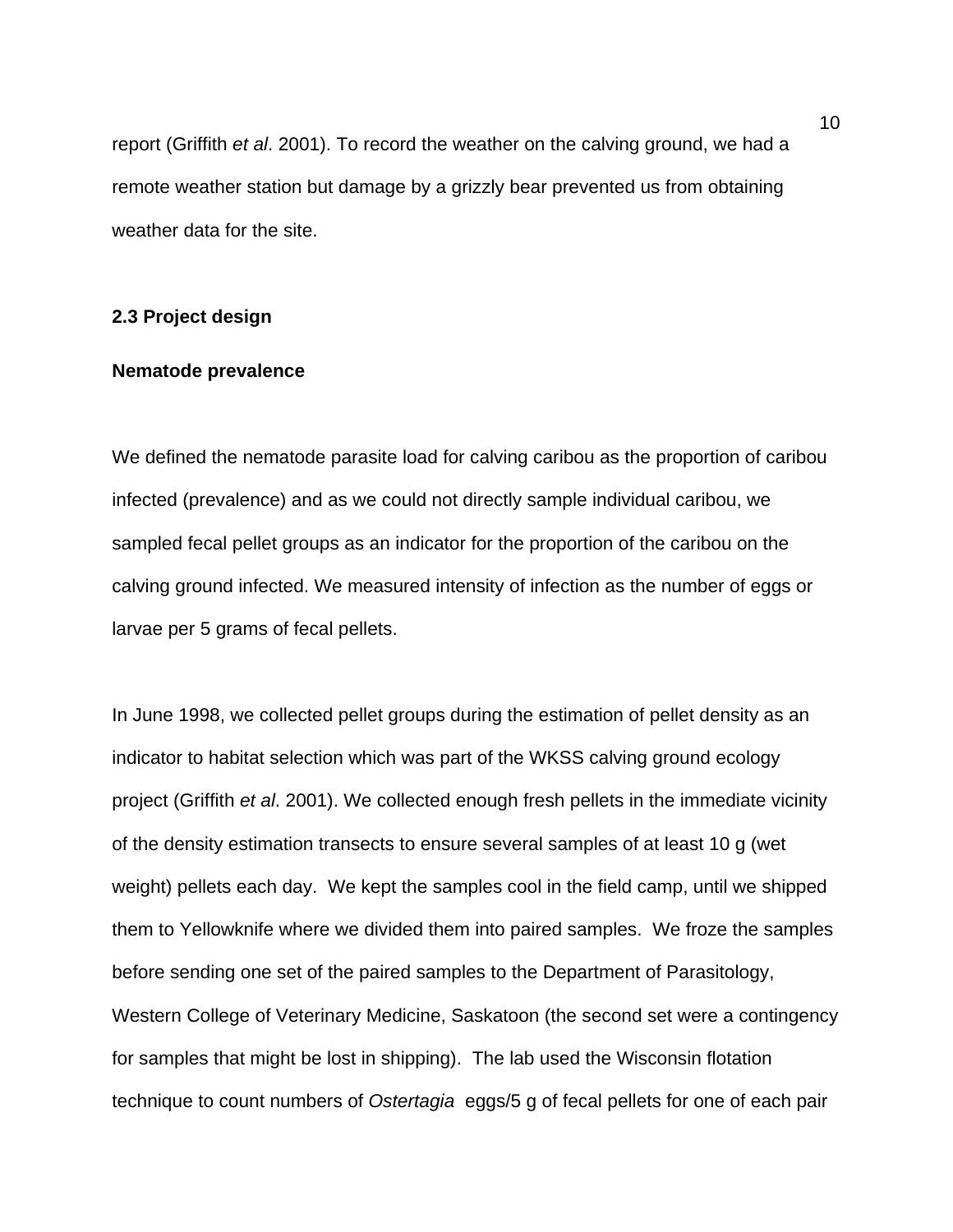report (Griffith *et al*. 2001). To record the weather on the calving ground, we had a remote weather station but damage by a grizzly bear prevented us from obtaining weather data for the site.

### 2.3 Project design

#### Nematode prevalence

We defined the nematode parasite load for calving caribou as the proportion of caribou infected (prevalence) and as we could not directly sample individual caribou, we sampled fecal pellet groups as an indicator for the proportion of the caribou on the calving ground infected. We measured intensity of infection as the number of eggs or larvae per 5 grams of fecal pellets.

In June 1998, we collected pellet groups during the estimation of pellet density as an indicator to habitat selection which was part of the WKSS calving ground ecology project (Griffith *et al*. 2001). We collected enough fresh pellets in the immediate vicinity of the density estimation transects to ensure several samples of at least 10 g (wet weight) pellets each day. We kept the samples cool in the field camp, until we shipped them to Yellowknife where we divided them into paired samples. We froze the samples before sending one set of the paired samples to the Department of Parasitology, Western College of Veterinary Medicine, Saskatoon (the second set were a contingency for samples that might be lost in shipping). The lab used the Wisconsin flotation technique to count numbers of *Ostertagia* eggs/5 g of fecal pellets for one of each pair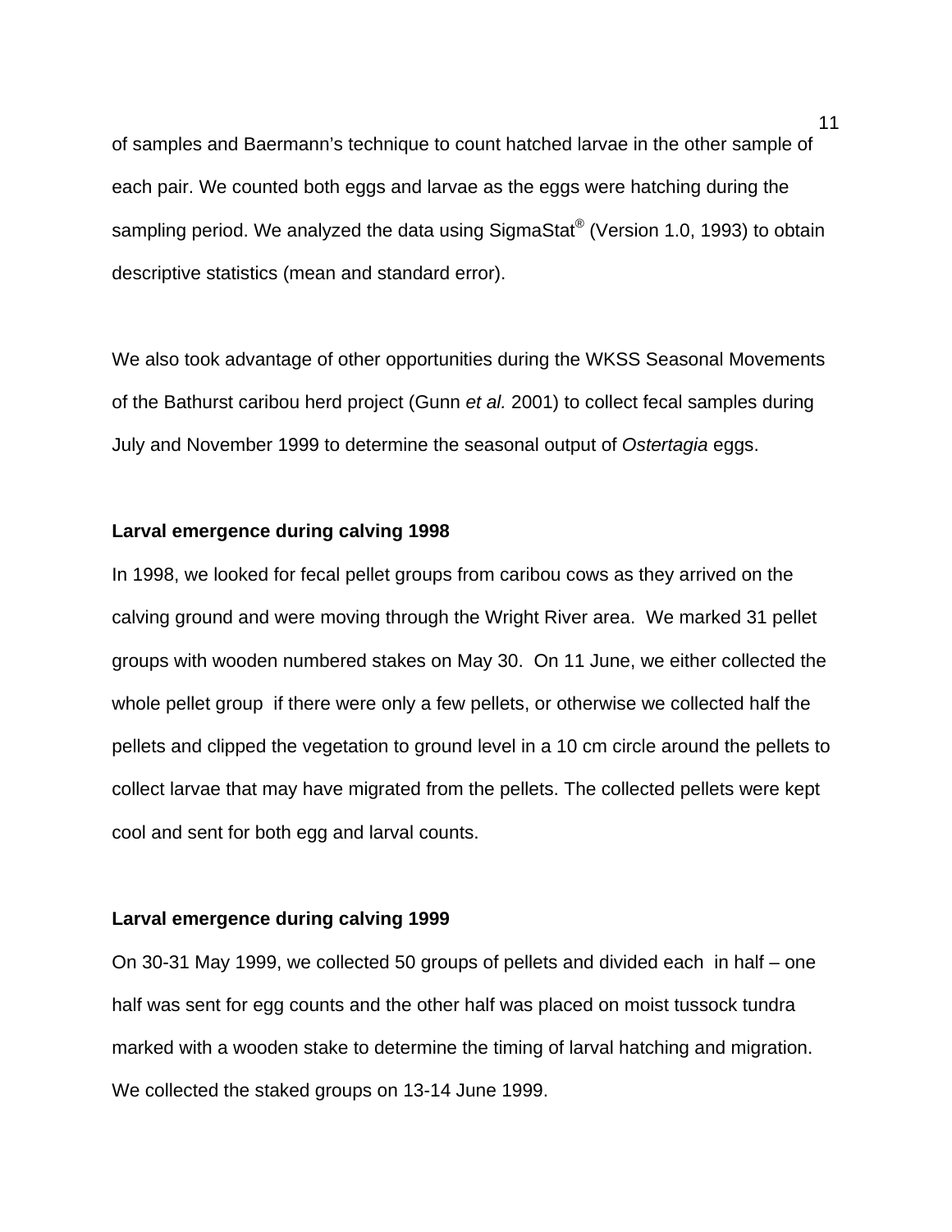of samples and Baermann's technique to count hatched larvae in the other sample of each pair. We counted both eggs and larvae as the eggs were hatching during the sampling period. We analyzed the data using SigmaStat® (Version 1.0, 1993) to obtain descriptive statistics (mean and standard error).

We also took advantage of other opportunities during the WKSS Seasonal Movements of the Bathurst caribou herd project (Gunn *et al.* 2001) to collect fecal samples during July and November 1999 to determine the seasonal output of *Ostertagia* eggs.

**Larval emergence during calving 1998**

In 1998, we looked for fecal pellet groups from caribou cows as they arrived on the calving ground and were moving through the Wright River area. We marked 31 pellet groups with wooden numbered stakes on May 30. On 11 June, we either collected the whole pellet group if there were only a few pellets, or otherwise we collected half the pellets and clipped the vegetation to ground level in a 10 cm circle around the pellets to collect larvae that may have migrated from the pellets. The collected pellets were kept cool and sent for both egg and larval counts.

**Larval emergence during calving 1999**

On 30-31 May 1999, we collected 50 groups of pellets and divided each in half – one half was sent for egg counts and the other half was placed on moist tussock tundra marked with a wooden stake to determine the timing of larval hatching and migration. We collected the staked groups on 13-14 June 1999.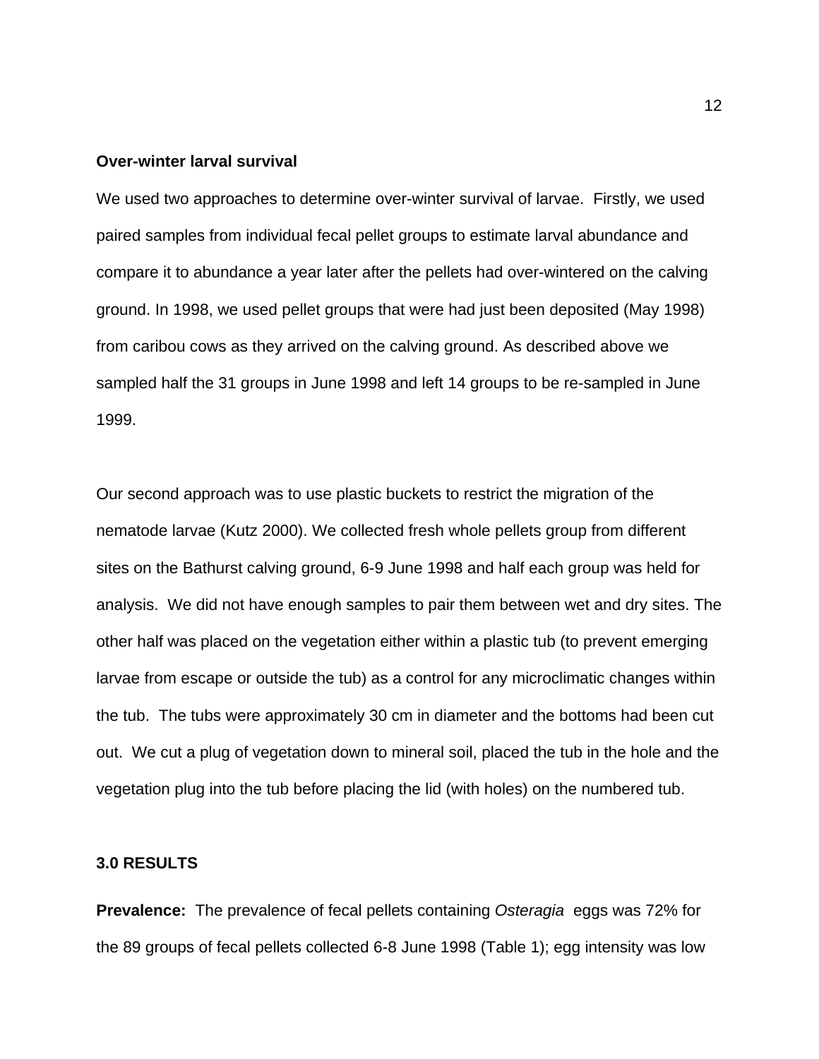**Over-winter larval survival**

We used two approaches to determine over-winter survival of larvae. Firstly, we used paired samples from individual fecal pellet groups to estimate larval abundance and compare it to abundance a year later after the pellets had over-wintered on the calving ground. In 1998, we used pellet groups that were had just been deposited (May 1998) from caribou cows as they arrived on the calving ground. As described above we sampled half the 31 groups in June 1998 and left 14 groups to be re-sampled in June 1999.

Our second approach was to use plastic buckets to restrict the migration of the nematode larvae (Kutz 2000). We collected fresh whole pellets group from different sites on the Bathurst calving ground, 6-9 June 1998 and half each group was held for analysis. We did not have enough samples to pair them between wet and dry sites. The other half was placed on the vegetation either within a plastic tub (to prevent emerging larvae from escape or outside the tub) as a control for any microclimatic changes within the tub. The tubs were approximately 30 cm in diameter and the bottoms had been cut out. We cut a plug of vegetation down to mineral soil, placed the tub in the hole and the vegetation plug into the tub before placing the lid (with holes) on the numbered tub.

## 3.0 RESULTS

**Prevalence:** The prevalence of fecal pellets containing *Osteragia* eggs was 72% for the 89 groups of fecal pellets collected 6-8 June 1998 (Table 1); egg intensity was low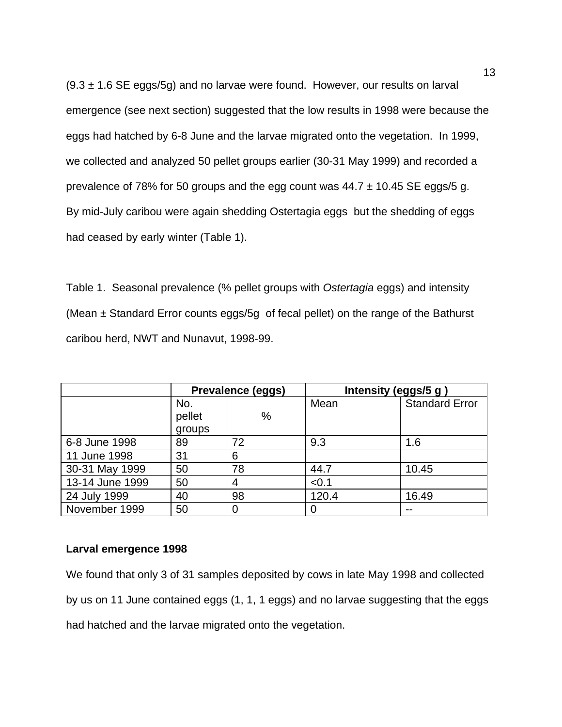(9.3 ± 1.6 SE eggs/5g) and no larvae were found. However, our results on larval emergence (see next section) suggested that the low results in 1998 were because the eggs had hatched by 6-8 June and the larvae migrated onto the vegetation. In 1999, we collected and analyzed 50 pellet groups earlier (30-31 May 1999) and recorded a prevalence of 78% for 50 groups and the egg count was 44.7 ± 10.45 SE eggs/5 g. By mid-July caribou were again shedding Ostertagia eggs but the shedding of eggs had ceased by early winter (Table 1).

Table 1. Seasonal prevalence (% pellet groups with *Ostertagia* eggs) and intensity (Mean ± Standard Error counts eggs/5g of fecal pellet) on the range of the Bathurst caribou herd, NWT and Nunavut, 1998-99.

| | Prevalence (eggs) | | Intensity (eggs/5 g ) | |
|---|---|---|---|---|
| | No. pellet groups | % | Mean | Standard Error |
| 6-8 June 1998 | 89 | 72 | 9.3 | 1.6 |
| 11 June 1998 | 31 | 6 | | |
| 30-31 May 1999 | 50 | 78 | 44.7 | 10.45 |
| 13-14 June 1999 | 50 | 4 | <0.1 | |
| 24 July 1999 | 40 | 98 | 120.4 | 16.49 |
| November 1999 | 50 | 0 | 0 | -- |

**Larval emergence 1998**

We found that only 3 of 31 samples deposited by cows in late May 1998 and collected by us on 11 June contained eggs (1, 1, 1 eggs) and no larvae suggesting that the eggs had hatched and the larvae migrated onto the vegetation.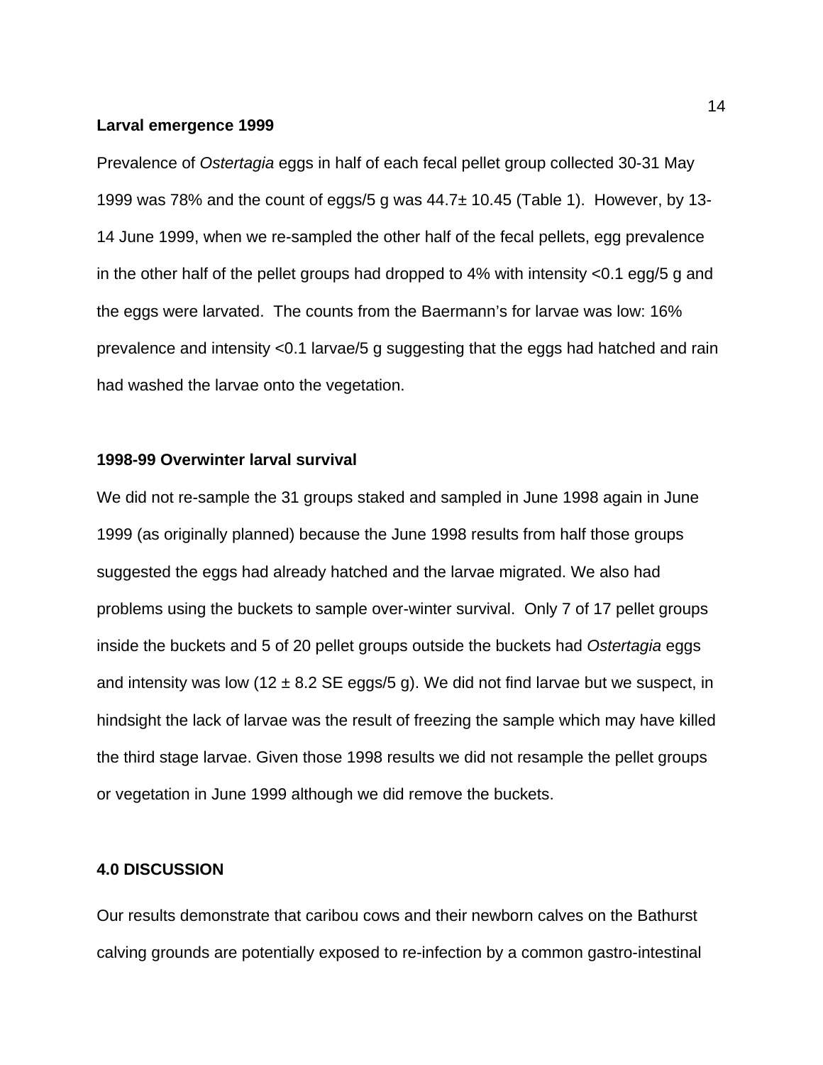**Larval emergence 1999**

Prevalence of *Ostertagia* eggs in half of each fecal pellet group collected 30-31 May 1999 was 78% and the count of eggs/5 g was 44.7± 10.45 (Table 1). However, by 13-14 June 1999, when we re-sampled the other half of the fecal pellets, egg prevalence in the other half of the pellet groups had dropped to 4% with intensity <0.1 egg/5 g and the eggs were larvated. The counts from the Baermann's for larvae was low: 16% prevalence and intensity <0.1 larvae/5 g suggesting that the eggs had hatched and rain had washed the larvae onto the vegetation.

**1998-99 Overwinter larval survival**

We did not re-sample the 31 groups staked and sampled in June 1998 again in June 1999 (as originally planned) because the June 1998 results from half those groups suggested the eggs had already hatched and the larvae migrated. We also had problems using the buckets to sample over-winter survival. Only 7 of 17 pellet groups inside the buckets and 5 of 20 pellet groups outside the buckets had *Ostertagia* eggs and intensity was low (12 ± 8.2 SE eggs/5 g). We did not find larvae but we suspect, in hindsight the lack of larvae was the result of freezing the sample which may have killed the third stage larvae. Given those 1998 results we did not resample the pellet groups or vegetation in June 1999 although we did remove the buckets.

## 4.0 DISCUSSION

Our results demonstrate that caribou cows and their newborn calves on the Bathurst calving grounds are potentially exposed to re-infection by a common gastro-intestinal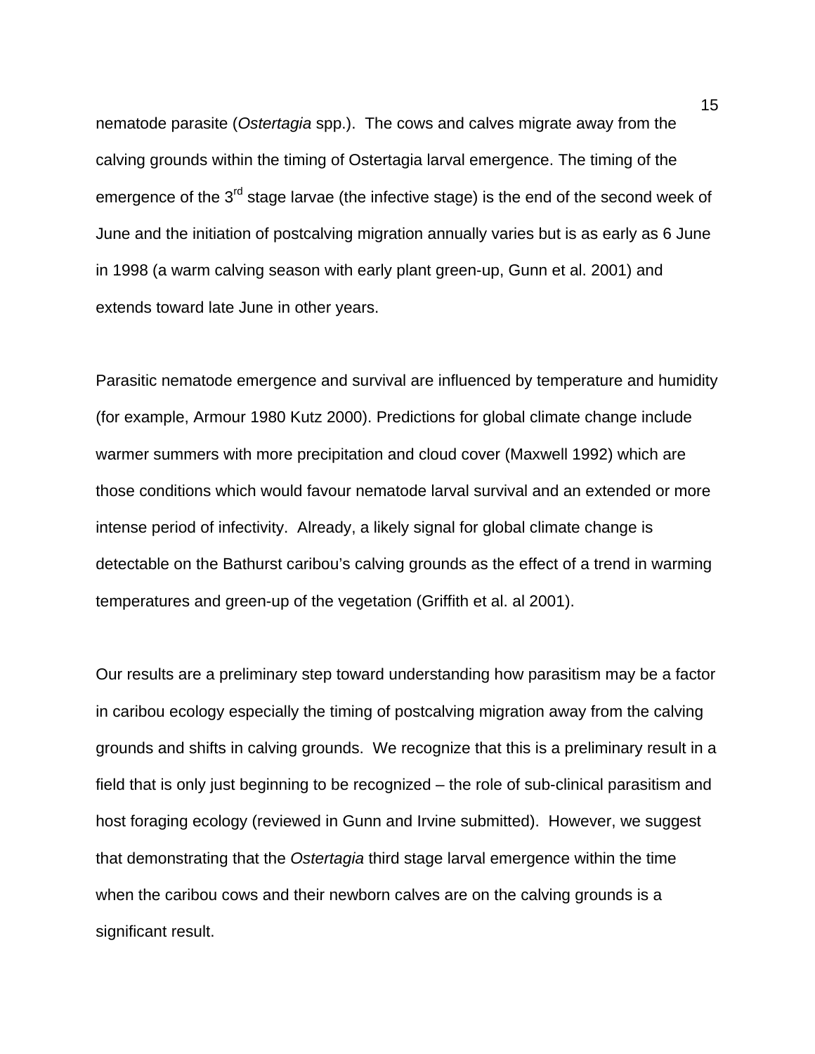nematode parasite (*Ostertagia* spp.). The cows and calves migrate away from the calving grounds within the timing of Ostertagia larval emergence. The timing of the emergence of the 3rd stage larvae (the infective stage) is the end of the second week of June and the initiation of postcalving migration annually varies but is as early as 6 June in 1998 (a warm calving season with early plant green-up, Gunn et al. 2001) and extends toward late June in other years.

Parasitic nematode emergence and survival are influenced by temperature and humidity (for example, Armour 1980 Kutz 2000). Predictions for global climate change include warmer summers with more precipitation and cloud cover (Maxwell 1992) which are those conditions which would favour nematode larval survival and an extended or more intense period of infectivity. Already, a likely signal for global climate change is detectable on the Bathurst caribou's calving grounds as the effect of a trend in warming temperatures and green-up of the vegetation (Griffith et al. al 2001).

Our results are a preliminary step toward understanding how parasitism may be a factor in caribou ecology especially the timing of postcalving migration away from the calving grounds and shifts in calving grounds. We recognize that this is a preliminary result in a field that is only just beginning to be recognized – the role of sub-clinical parasitism and host foraging ecology (reviewed in Gunn and Irvine submitted). However, we suggest that demonstrating that the *Ostertagia* third stage larval emergence within the time when the caribou cows and their newborn calves are on the calving grounds is a significant result.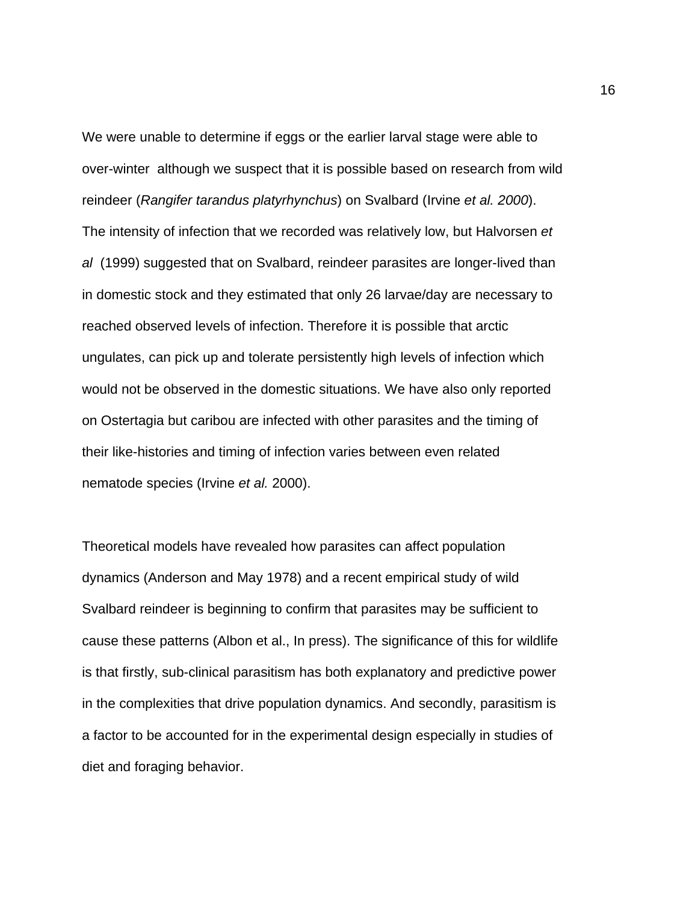We were unable to determine if eggs or the earlier larval stage were able to over-winter although we suspect that it is possible based on research from wild reindeer (*Rangifer tarandus platyrhynchus*) on Svalbard (Irvine *et al. 2000*). The intensity of infection that we recorded was relatively low, but Halvorsen *et al* (1999) suggested that on Svalbard, reindeer parasites are longer-lived than in domestic stock and they estimated that only 26 larvae/day are necessary to reached observed levels of infection. Therefore it is possible that arctic ungulates, can pick up and tolerate persistently high levels of infection which would not be observed in the domestic situations. We have also only reported on Ostertagia but caribou are infected with other parasites and the timing of their like-histories and timing of infection varies between even related nematode species (Irvine *et al.* 2000).

Theoretical models have revealed how parasites can affect population dynamics (Anderson and May 1978) and a recent empirical study of wild Svalbard reindeer is beginning to confirm that parasites may be sufficient to cause these patterns (Albon et al., In press). The significance of this for wildlife is that firstly, sub-clinical parasitism has both explanatory and predictive power in the complexities that drive population dynamics. And secondly, parasitism is a factor to be accounted for in the experimental design especially in studies of diet and foraging behavior.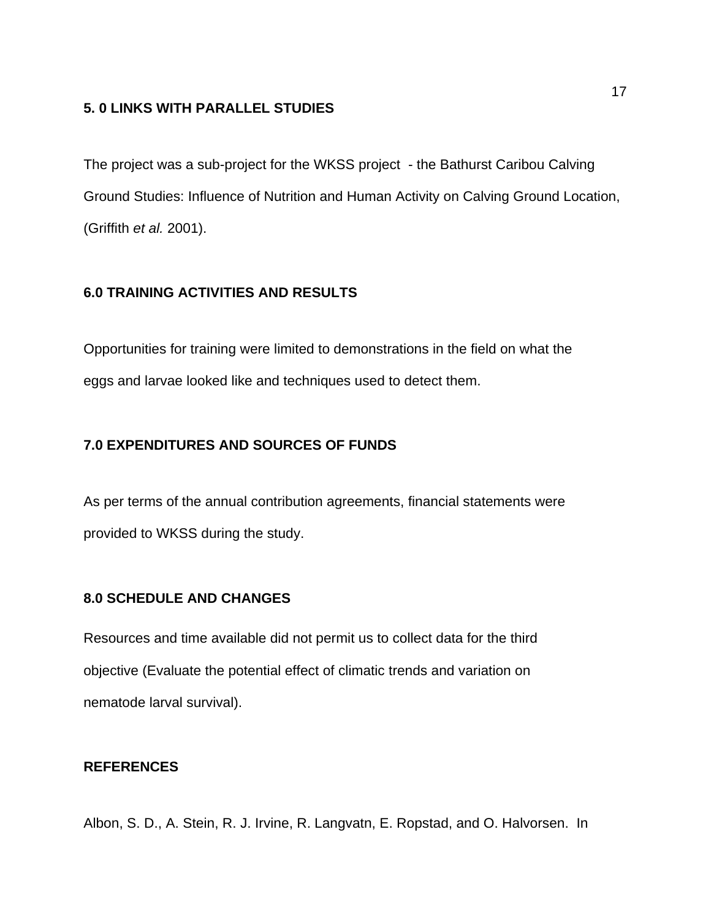## 5. 0 LINKS WITH PARALLEL STUDIES

The project was a sub-project for the WKSS project - the Bathurst Caribou Calving Ground Studies: Influence of Nutrition and Human Activity on Calving Ground Location, (Griffith *et al.* 2001).

## 6.0 TRAINING ACTIVITIES AND RESULTS

Opportunities for training were limited to demonstrations in the field on what the eggs and larvae looked like and techniques used to detect them.

## 7.0 EXPENDITURES AND SOURCES OF FUNDS

As per terms of the annual contribution agreements, financial statements were provided to WKSS during the study.

## 8.0 SCHEDULE AND CHANGES

Resources and time available did not permit us to collect data for the third objective (Evaluate the potential effect of climatic trends and variation on nematode larval survival).

## REFERENCES

Albon, S. D., A. Stein, R. J. Irvine, R. Langvatn, E. Ropstad, and O. Halvorsen. In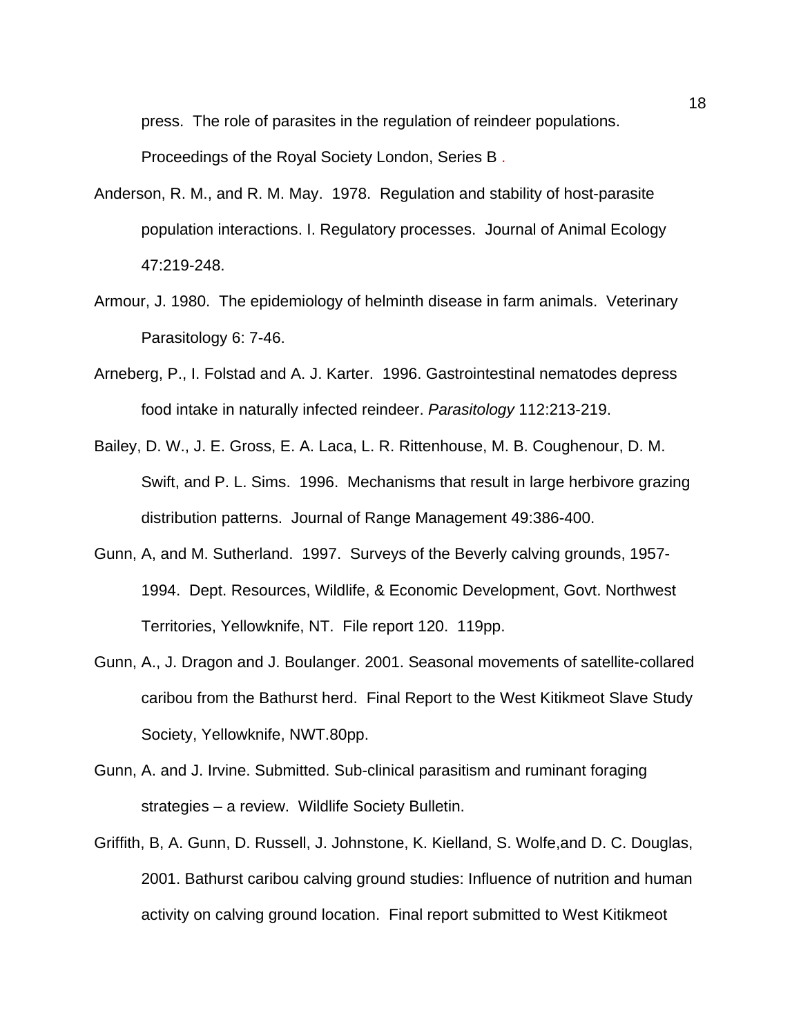press. The role of parasites in the regulation of reindeer populations. Proceedings of the Royal Society London, Series B .

Anderson, R. M., and R. M. May. 1978. Regulation and stability of host-parasite population interactions. I. Regulatory processes. Journal of Animal Ecology 47:219-248.

Armour, J. 1980. The epidemiology of helminth disease in farm animals. Veterinary Parasitology 6: 7-46.

Arneberg, P., I. Folstad and A. J. Karter. 1996. Gastrointestinal nematodes depress food intake in naturally infected reindeer. *Parasitology* 112:213-219.

Bailey, D. W., J. E. Gross, E. A. Laca, L. R. Rittenhouse, M. B. Coughenour, D. M. Swift, and P. L. Sims. 1996. Mechanisms that result in large herbivore grazing distribution patterns. Journal of Range Management 49:386-400.

Gunn, A, and M. Sutherland. 1997. Surveys of the Beverly calving grounds, 1957-1994. Dept. Resources, Wildlife, & Economic Development, Govt. Northwest Territories, Yellowknife, NT. File report 120. 119pp.

Gunn, A., J. Dragon and J. Boulanger. 2001. Seasonal movements of satellite-collared caribou from the Bathurst herd. Final Report to the West Kitikmeot Slave Study Society, Yellowknife, NWT.80pp.

Gunn, A. and J. Irvine. Submitted. Sub-clinical parasitism and ruminant foraging strategies – a review. Wildlife Society Bulletin.

Griffith, B, A. Gunn, D. Russell, J. Johnstone, K. Kielland, S. Wolfe,and D. C. Douglas, 2001. Bathurst caribou calving ground studies: Influence of nutrition and human activity on calving ground location. Final report submitted to West Kitikmeot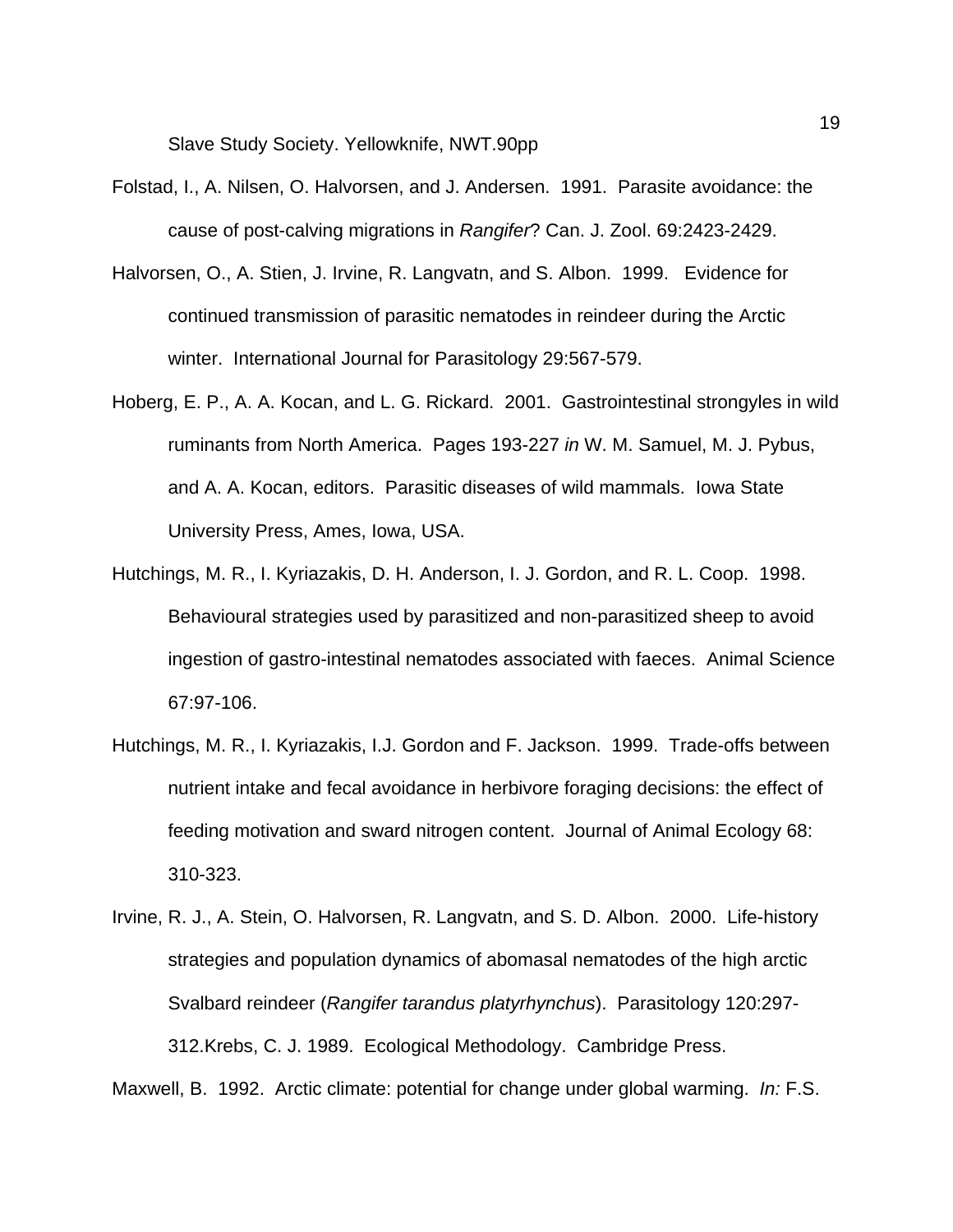Slave Study Society. Yellowknife, NWT.90pp

Folstad, I., A. Nilsen, O. Halvorsen, and J. Andersen. 1991. Parasite avoidance: the cause of post-calving migrations in *Rangifer*? Can. J. Zool. 69:2423-2429.

Halvorsen, O., A. Stien, J. Irvine, R. Langvatn, and S. Albon. 1999. Evidence for continued transmission of parasitic nematodes in reindeer during the Arctic winter. International Journal for Parasitology 29:567-579.

Hoberg, E. P., A. A. Kocan, and L. G. Rickard. 2001. Gastrointestinal strongyles in wild ruminants from North America. Pages 193-227 *in* W. M. Samuel, M. J. Pybus, and A. A. Kocan, editors. Parasitic diseases of wild mammals. Iowa State University Press, Ames, Iowa, USA.

Hutchings, M. R., I. Kyriazakis, D. H. Anderson, I. J. Gordon, and R. L. Coop. 1998. Behavioural strategies used by parasitized and non-parasitized sheep to avoid ingestion of gastro-intestinal nematodes associated with faeces. Animal Science 67:97-106.

Hutchings, M. R., I. Kyriazakis, I.J. Gordon and F. Jackson. 1999. Trade-offs between nutrient intake and fecal avoidance in herbivore foraging decisions: the effect of feeding motivation and sward nitrogen content. Journal of Animal Ecology 68: 310-323.

Irvine, R. J., A. Stein, O. Halvorsen, R. Langvatn, and S. D. Albon. 2000. Life-history strategies and population dynamics of abomasal nematodes of the high arctic Svalbard reindeer (*Rangifer tarandus platyrhynchus*). Parasitology 120:297-312.Krebs, C. J. 1989. Ecological Methodology. Cambridge Press.

Maxwell, B. 1992. Arctic climate: potential for change under global warming. *In:* F.S.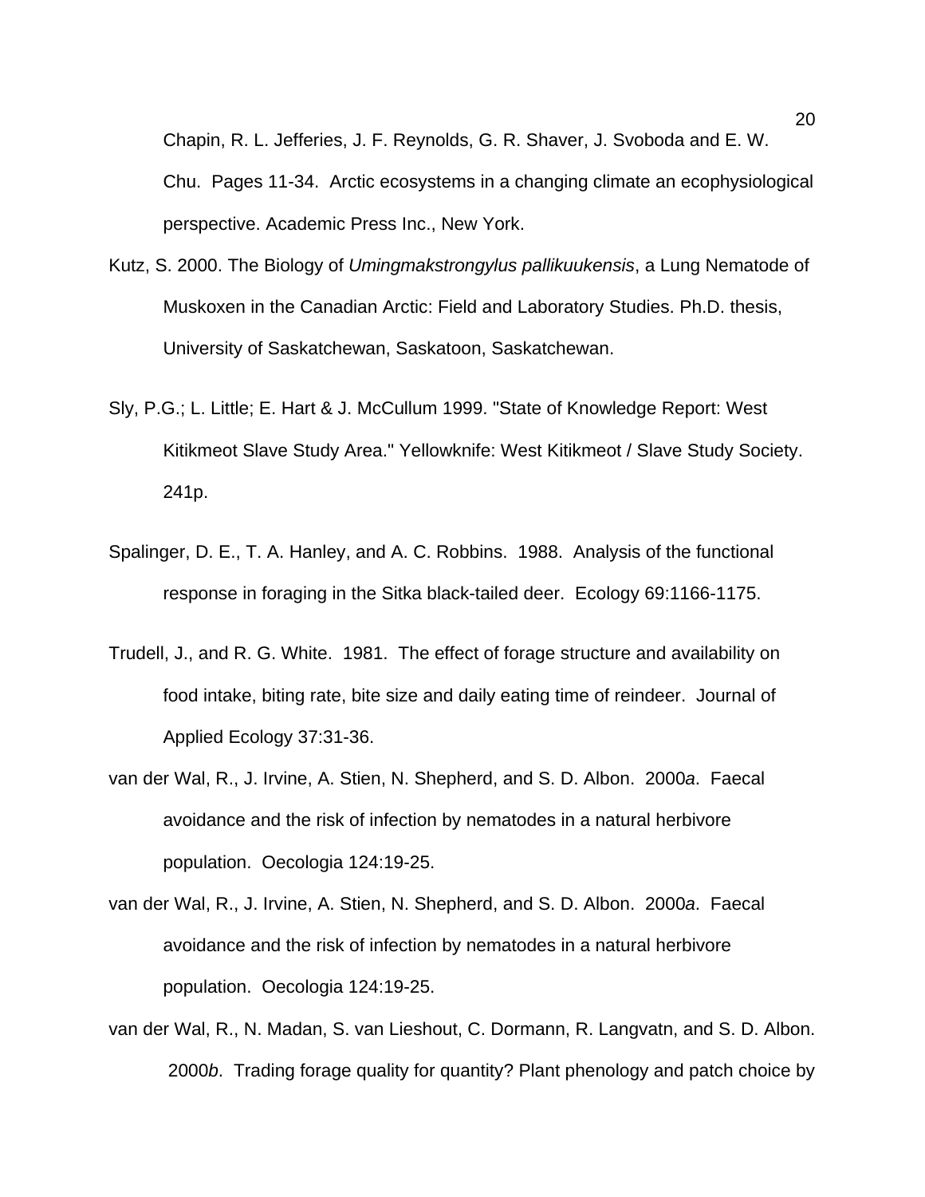Chapin, R. L. Jefferies, J. F. Reynolds, G. R. Shaver, J. Svoboda and E. W. Chu. Pages 11-34. Arctic ecosystems in a changing climate an ecophysiological perspective. Academic Press Inc., New York.

Kutz, S. 2000. The Biology of *Umingmakstrongylus pallikuukensis*, a Lung Nematode of Muskoxen in the Canadian Arctic: Field and Laboratory Studies. Ph.D. thesis, University of Saskatchewan, Saskatoon, Saskatchewan.

Sly, P.G.; L. Little; E. Hart & J. McCullum 1999. "State of Knowledge Report: West Kitikmeot Slave Study Area." Yellowknife: West Kitikmeot / Slave Study Society. 241p.

Spalinger, D. E., T. A. Hanley, and A. C. Robbins. 1988. Analysis of the functional response in foraging in the Sitka black-tailed deer. Ecology 69:1166-1175.

Trudell, J., and R. G. White. 1981. The effect of forage structure and availability on food intake, biting rate, bite size and daily eating time of reindeer. Journal of Applied Ecology 37:31-36.

van der Wal, R., J. Irvine, A. Stien, N. Shepherd, and S. D. Albon. 2000*a*. Faecal avoidance and the risk of infection by nematodes in a natural herbivore population. Oecologia 124:19-25.

van der Wal, R., J. Irvine, A. Stien, N. Shepherd, and S. D. Albon. 2000*a*. Faecal avoidance and the risk of infection by nematodes in a natural herbivore population. Oecologia 124:19-25.

van der Wal, R., N. Madan, S. van Lieshout, C. Dormann, R. Langvatn, and S. D. Albon. 2000*b*. Trading forage quality for quantity? Plant phenology and patch choice by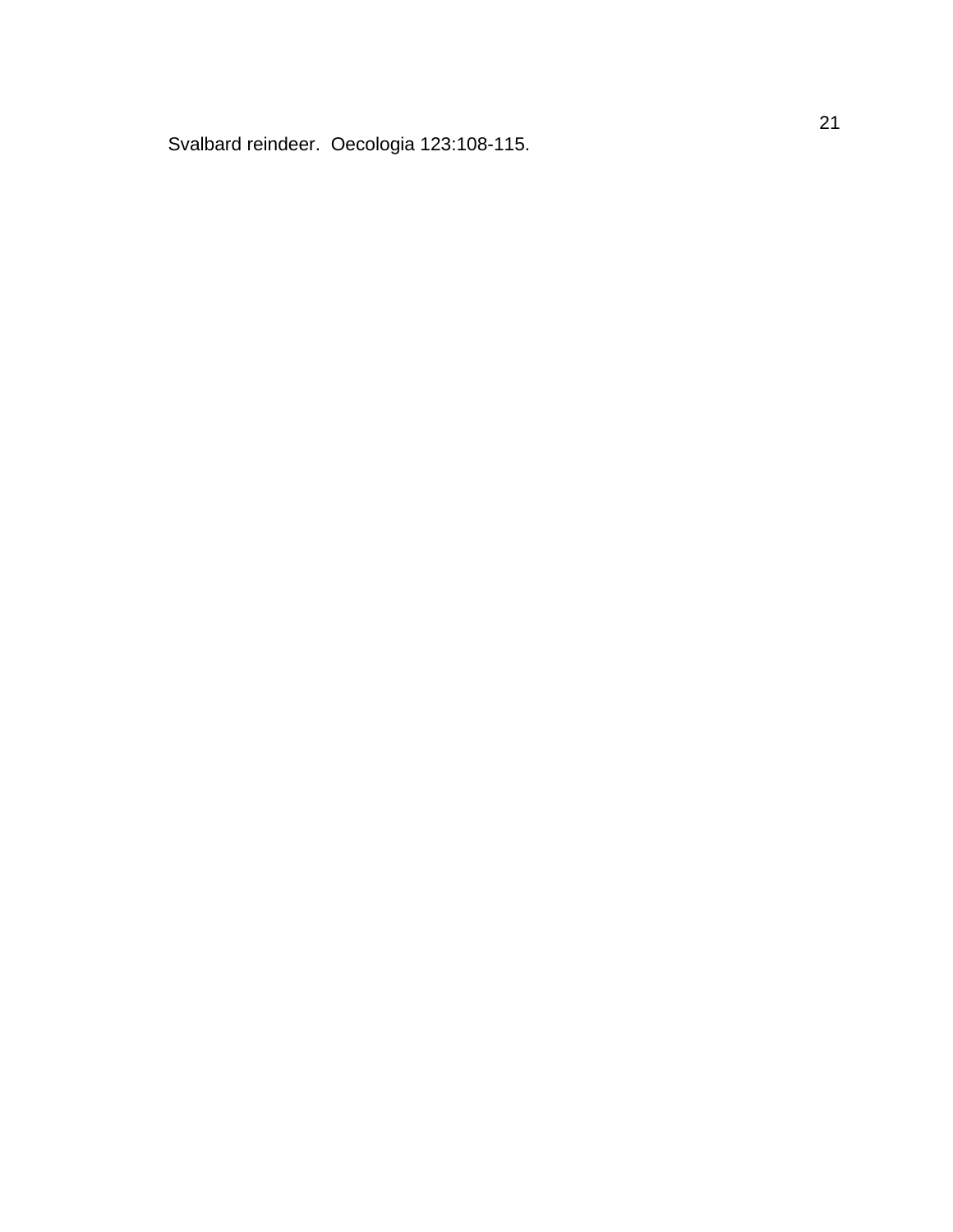Svalbard reindeer. Oecologia 123:108-115.